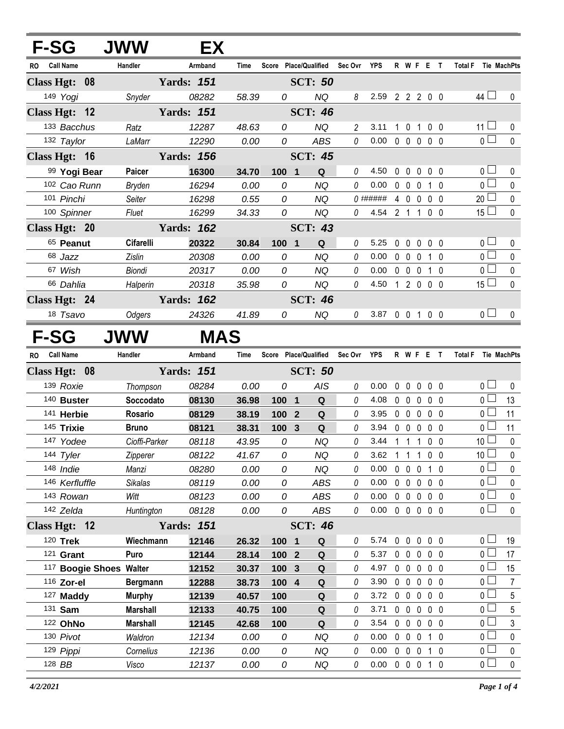# F-SG JWW EX

| RO | Call Name | Handler | Armband | Time | Score | Place/Qualified | | Sec Ovr | YPS | R | W | F | E | T | Total F | Tie | MachPts |
|---|---|---|---|---|---|---|---|---|---|---|---|---|---|---|---|---|---|
| **Class Hgt: 08** | | | **Yards: 151** | | | **SCT: 50** | | | | | | | | | | | |
| 149 | Yogi | Snyder | 08282 | 58.39 | 0 | | NQ | 8 | 2.59 | 2 | 2 | 2 | 0 | 0 | 44 | ☐ | 0 |
| **Class Hgt: 12** | | | **Yards: 151** | | | **SCT: 46** | | | | | | | | | | | |
| 133 | Bacchus | Ratz | 12287 | 48.63 | 0 | | NQ | 2 | 3.11 | 1 | 0 | 1 | 0 | 0 | 11 | ☐ | 0 |
| 132 | Taylor | LaMarr | 12290 | 0.00 | 0 | | ABS | 0 | 0.00 | 0 | 0 | 0 | 0 | 0 | 0 | ☐ | 0 |
| **Class Hgt: 16** | | | **Yards: 156** | | | **SCT: 45** | | | | | | | | | | | |
| 99 | **Yogi Bear** | **Paicer** | **16300** | **34.70** | **100** | **1** | **Q** | 0 | 4.50 | 0 | 0 | 0 | 0 | 0 | 0 | ☐ | 0 |
| 102 | Cao Runn | Bryden | 16294 | 0.00 | 0 | | NQ | 0 | 0.00 | 0 | 0 | 0 | 1 | 0 | 0 | ☐ | 0 |
| 101 | Pinchi | Seiter | 16298 | 0.55 | 0 | | NQ | 0 | ###### | 4 | 0 | 0 | 0 | 0 | 20 | ☐ | 0 |
| 100 | Spinner | Fluet | 16299 | 34.33 | 0 | | NQ | 0 | 4.54 | 2 | 1 | 1 | 0 | 0 | 15 | ☐ | 0 |
| **Class Hgt: 20** | | | **Yards: 162** | | | **SCT: 43** | | | | | | | | | | | |
| 65 | **Peanut** | **Cifarelli** | **20322** | **30.84** | **100** | **1** | **Q** | 0 | 5.25 | 0 | 0 | 0 | 0 | 0 | 0 | ☐ | 0 |
| 68 | Jazz | Zislin | 20308 | 0.00 | 0 | | NQ | 0 | 0.00 | 0 | 0 | 0 | 1 | 0 | 0 | ☐ | 0 |
| 67 | Wish | Biondi | 20317 | 0.00 | 0 | | NQ | 0 | 0.00 | 0 | 0 | 0 | 1 | 0 | 0 | ☐ | 0 |
| 66 | Dahlia | Halperin | 20318 | 35.98 | 0 | | NQ | 0 | 4.50 | 1 | 2 | 0 | 0 | 0 | 15 | ☐ | 0 |
| **Class Hgt: 24** | | | **Yards: 162** | | | **SCT: 46** | | | | | | | | | | | |
| 18 | Tsavo | Odgers | 24326 | 41.89 | 0 | | NQ | 0 | 3.87 | 0 | 0 | 1 | 0 | 0 | 0 | ☐ | 0 |

# F-SG JWW MAS

| RO | Call Name | Handler | Armband | Time | Score | Place/Qualified | | Sec Ovr | YPS | R | W | F | E | T | Total F | Tie | MachPts |
|---|---|---|---|---|---|---|---|---|---|---|---|---|---|---|---|---|---|
| **Class Hgt: 08** | | | **Yards: 151** | | | **SCT: 50** | | | | | | | | | | | |
| 139 | Roxie | Thompson | 08284 | 0.00 | 0 | | AIS | 0 | 0.00 | 0 | 0 | 0 | 0 | 0 | 0 | ☐ | 0 |
| 140 | **Buster** | **Soccodato** | **08130** | **36.98** | **100** | **1** | **Q** | 0 | 4.08 | 0 | 0 | 0 | 0 | 0 | 0 | ☐ | 13 |
| 141 | **Herbie** | **Rosario** | **08129** | **38.19** | **100** | **2** | **Q** | 0 | 3.95 | 0 | 0 | 0 | 0 | 0 | 0 | ☐ | 11 |
| 145 | **Trixie** | **Bruno** | **08121** | **38.31** | **100** | **3** | **Q** | 0 | 3.94 | 0 | 0 | 0 | 0 | 0 | 0 | ☐ | 11 |
| 147 | Yodee | Cioffi-Parker | 08118 | 43.95 | 0 | | NQ | 0 | 3.44 | 1 | 1 | 1 | 0 | 0 | 10 | ☐ | 0 |
| 144 | Tyler | Zipperer | 08122 | 41.67 | 0 | | NQ | 0 | 3.62 | 1 | 1 | 1 | 0 | 0 | 10 | ☐ | 0 |
| 148 | Indie | Manzi | 08280 | 0.00 | 0 | | NQ | 0 | 0.00 | 0 | 0 | 0 | 1 | 0 | 0 | ☐ | 0 |
| 146 | Kerfluffle | Sikalas | 08119 | 0.00 | 0 | | ABS | 0 | 0.00 | 0 | 0 | 0 | 0 | 0 | 0 | ☐ | 0 |
| 143 | Rowan | Witt | 08123 | 0.00 | 0 | | ABS | 0 | 0.00 | 0 | 0 | 0 | 0 | 0 | 0 | ☐ | 0 |
| 142 | Zelda | Huntington | 08128 | 0.00 | 0 | | ABS | 0 | 0.00 | 0 | 0 | 0 | 0 | 0 | 0 | ☐ | 0 |
| **Class Hgt: 12** | | | **Yards: 151** | | | **SCT: 46** | | | | | | | | | | | |
| 120 | **Trek** | **Wiechmann** | **12146** | **26.32** | **100** | **1** | **Q** | 0 | 5.74 | 0 | 0 | 0 | 0 | 0 | 0 | ☐ | 19 |
| 121 | **Grant** | **Puro** | **12144** | **28.14** | **100** | **2** | **Q** | 0 | 5.37 | 0 | 0 | 0 | 0 | 0 | 0 | ☐ | 17 |
| 117 | **Boogie Shoes** | **Walter** | **12152** | **30.37** | **100** | **3** | **Q** | 0 | 4.97 | 0 | 0 | 0 | 0 | 0 | 0 | ☐ | 15 |
| 116 | **Zor-el** | **Bergmann** | **12288** | **38.73** | **100** | **4** | **Q** | 0 | 3.90 | 0 | 0 | 0 | 0 | 0 | 0 | ☐ | 7 |
| 127 | **Maddy** | **Murphy** | **12139** | **40.57** | **100** | | **Q** | 0 | 3.72 | 0 | 0 | 0 | 0 | 0 | 0 | ☐ | 5 |
| 131 | **Sam** | **Marshall** | **12133** | **40.75** | **100** | | **Q** | 0 | 3.71 | 0 | 0 | 0 | 0 | 0 | 0 | ☐ | 5 |
| 122 | **OhNo** | **Marshall** | **12145** | **42.68** | **100** | | **Q** | 0 | 3.54 | 0 | 0 | 0 | 0 | 0 | 0 | ☐ | 3 |
| 130 | Pivot | Waldron | 12134 | 0.00 | 0 | | NQ | 0 | 0.00 | 0 | 0 | 0 | 1 | 0 | 0 | ☐ | 0 |
| 129 | Pippi | Cornelius | 12136 | 0.00 | 0 | | NQ | 0 | 0.00 | 0 | 0 | 0 | 1 | 0 | 0 | ☐ | 0 |
| 128 | BB | Visco | 12137 | 0.00 | 0 | | NQ | 0 | 0.00 | 0 | 0 | 0 | 1 | 0 | 0 | ☐ | 0 |

*4/2/2021*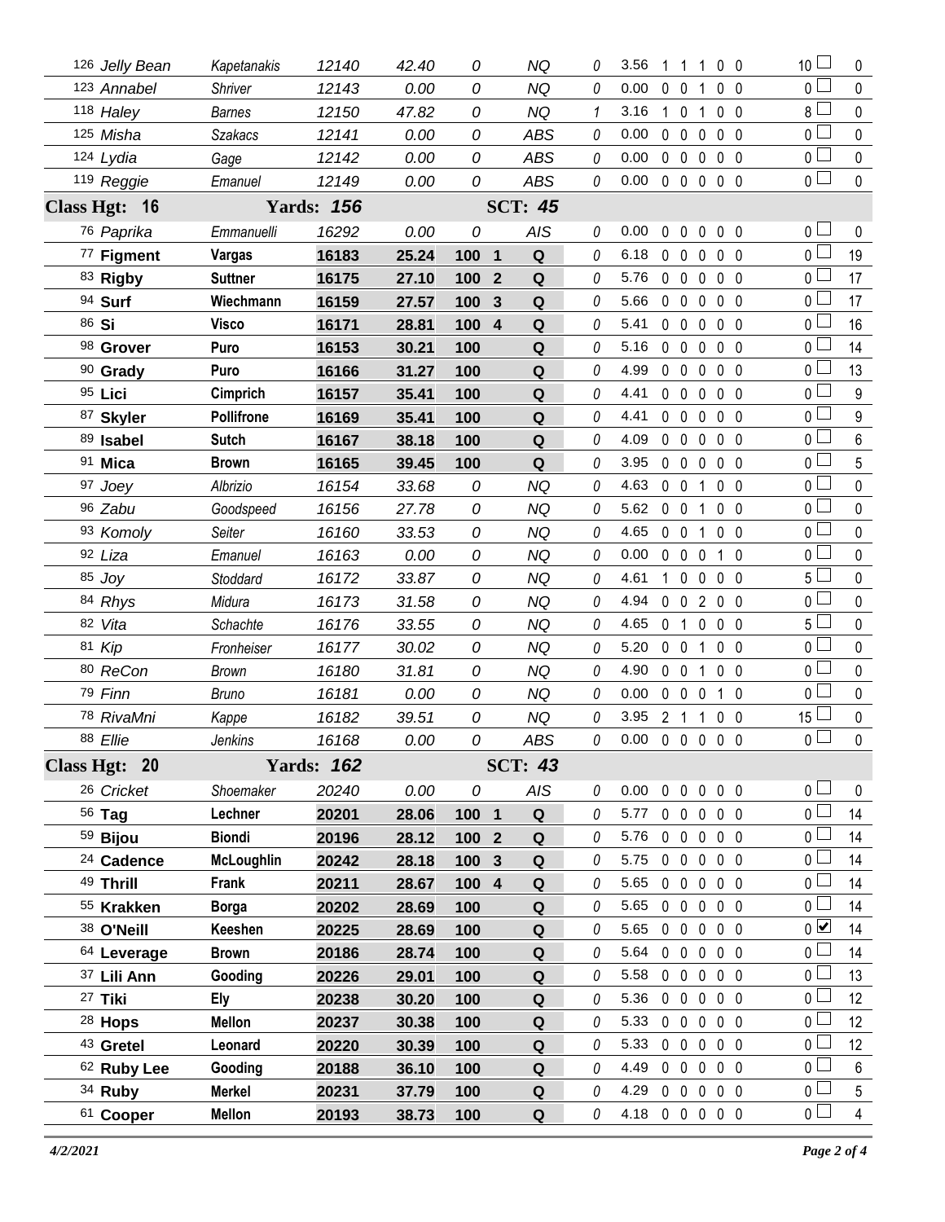| # | Dog | Handler | Armband | Time | Score | Place | Q | Time Faults | YPS | R | W | T | F | E | Total Faults | Checkbox | Points |
|---|---|---|---|---|---|---|---|---|---|---|---|---|---|---|---|---|---|
| 126 | Jelly Bean | Kapetanakis | 12140 | 42.40 | 0 | | NQ | 0 | 3.56 | 1 | 1 | 1 | 0 | 0 | 10 | ☐ | 0 |
| 123 | Annabel | Shriver | 12143 | 0.00 | 0 | | NQ | 0 | 0.00 | 0 | 0 | 1 | 0 | 0 | 0 | ☐ | 0 |
| 118 | Haley | Barnes | 12150 | 47.82 | 0 | | NQ | 1 | 3.16 | 1 | 0 | 1 | 0 | 0 | 8 | ☐ | 0 |
| 125 | Misha | Szakacs | 12141 | 0.00 | 0 | | ABS | 0 | 0.00 | 0 | 0 | 0 | 0 | 0 | 0 | ☐ | 0 |
| 124 | Lydia | Gage | 12142 | 0.00 | 0 | | ABS | 0 | 0.00 | 0 | 0 | 0 | 0 | 0 | 0 | ☐ | 0 |
| 119 | Reggie | Emanuel | 12149 | 0.00 | 0 | | ABS | 0 | 0.00 | 0 | 0 | 0 | 0 | 0 | 0 | ☐ | 0 |
| **Class Hgt: 16** | | **Yards: 156** | | | | | **SCT: 45** | | | | | | | | | | |
| 76 | Paprika | Emmanuelli | 16292 | 0.00 | 0 | | AIS | 0 | 0.00 | 0 | 0 | 0 | 0 | 0 | 0 | ☐ | 0 |
| 77 | **Figment** | **Vargas** | **16183** | **25.24** | **100** | **1** | **Q** | 0 | 6.18 | 0 | 0 | 0 | 0 | 0 | 0 | ☐ | 19 |
| 83 | **Rigby** | **Suttner** | **16175** | **27.10** | **100** | **2** | **Q** | 0 | 5.76 | 0 | 0 | 0 | 0 | 0 | 0 | ☐ | 17 |
| 94 | **Surf** | **Wiechmann** | **16159** | **27.57** | **100** | **3** | **Q** | 0 | 5.66 | 0 | 0 | 0 | 0 | 0 | 0 | ☐ | 17 |
| 86 | **Si** | **Visco** | **16171** | **28.81** | **100** | **4** | **Q** | 0 | 5.41 | 0 | 0 | 0 | 0 | 0 | 0 | ☐ | 16 |
| 98 | **Grover** | **Puro** | **16153** | **30.21** | **100** | | **Q** | 0 | 5.16 | 0 | 0 | 0 | 0 | 0 | 0 | ☐ | 14 |
| 90 | **Grady** | **Puro** | **16166** | **31.27** | **100** | | **Q** | 0 | 4.99 | 0 | 0 | 0 | 0 | 0 | 0 | ☐ | 13 |
| 95 | **Lici** | **Cimprich** | **16157** | **35.41** | **100** | | **Q** | 0 | 4.41 | 0 | 0 | 0 | 0 | 0 | 0 | ☐ | 9 |
| 87 | **Skyler** | **Pollifrone** | **16169** | **35.41** | **100** | | **Q** | 0 | 4.41 | 0 | 0 | 0 | 0 | 0 | 0 | ☐ | 9 |
| 89 | **Isabel** | **Sutch** | **16167** | **38.18** | **100** | | **Q** | 0 | 4.09 | 0 | 0 | 0 | 0 | 0 | 0 | ☐ | 6 |
| 91 | **Mica** | **Brown** | **16165** | **39.45** | **100** | | **Q** | 0 | 3.95 | 0 | 0 | 0 | 0 | 0 | 0 | ☐ | 5 |
| 97 | Joey | Albrizio | 16154 | 33.68 | 0 | | NQ | 0 | 4.63 | 0 | 0 | 1 | 0 | 0 | 0 | ☐ | 0 |
| 96 | Zabu | Goodspeed | 16156 | 27.78 | 0 | | NQ | 0 | 5.62 | 0 | 0 | 1 | 0 | 0 | 0 | ☐ | 0 |
| 93 | Komoly | Seiter | 16160 | 33.53 | 0 | | NQ | 0 | 4.65 | 0 | 0 | 1 | 0 | 0 | 0 | ☐ | 0 |
| 92 | Liza | Emanuel | 16163 | 0.00 | 0 | | NQ | 0 | 0.00 | 0 | 0 | 0 | 1 | 0 | 0 | ☐ | 0 |
| 85 | Joy | Stoddard | 16172 | 33.87 | 0 | | NQ | 0 | 4.61 | 1 | 0 | 0 | 0 | 0 | 5 | ☐ | 0 |
| 84 | Rhys | Midura | 16173 | 31.58 | 0 | | NQ | 0 | 4.94 | 0 | 0 | 2 | 0 | 0 | 0 | ☐ | 0 |
| 82 | Vita | Schachte | 16176 | 33.55 | 0 | | NQ | 0 | 4.65 | 0 | 1 | 0 | 0 | 0 | 5 | ☐ | 0 |
| 81 | Kip | Fronheiser | 16177 | 30.02 | 0 | | NQ | 0 | 5.20 | 0 | 0 | 1 | 0 | 0 | 0 | ☐ | 0 |
| 80 | ReCon | Brown | 16180 | 31.81 | 0 | | NQ | 0 | 4.90 | 0 | 0 | 1 | 0 | 0 | 0 | ☐ | 0 |
| 79 | Finn | Bruno | 16181 | 0.00 | 0 | | NQ | 0 | 0.00 | 0 | 0 | 0 | 1 | 0 | 0 | ☐ | 0 |
| 78 | RivaMni | Kappe | 16182 | 39.51 | 0 | | NQ | 0 | 3.95 | 2 | 1 | 1 | 0 | 0 | 15 | ☐ | 0 |
| 88 | Ellie | Jenkins | 16168 | 0.00 | 0 | | ABS | 0 | 0.00 | 0 | 0 | 0 | 0 | 0 | 0 | ☐ | 0 |
| **Class Hgt: 20** | | **Yards: 162** | | | | | **SCT: 43** | | | | | | | | | | |
| 26 | Cricket | Shoemaker | 20240 | 0.00 | 0 | | AIS | 0 | 0.00 | 0 | 0 | 0 | 0 | 0 | 0 | ☐ | 0 |
| 56 | **Tag** | **Lechner** | **20201** | **28.06** | **100** | **1** | **Q** | 0 | 5.77 | 0 | 0 | 0 | 0 | 0 | 0 | ☐ | 14 |
| 59 | **Bijou** | **Biondi** | **20196** | **28.12** | **100** | **2** | **Q** | 0 | 5.76 | 0 | 0 | 0 | 0 | 0 | 0 | ☐ | 14 |
| 24 | **Cadence** | **McLoughlin** | **20242** | **28.18** | **100** | **3** | **Q** | 0 | 5.75 | 0 | 0 | 0 | 0 | 0 | 0 | ☐ | 14 |
| 49 | **Thrill** | **Frank** | **20211** | **28.67** | **100** | **4** | **Q** | 0 | 5.65 | 0 | 0 | 0 | 0 | 0 | 0 | ☐ | 14 |
| 55 | **Krakken** | **Borga** | **20202** | **28.69** | **100** | | **Q** | 0 | 5.65 | 0 | 0 | 0 | 0 | 0 | 0 | ☐ | 14 |
| 38 | **O'Neill** | **Keeshen** | **20225** | **28.69** | **100** | | **Q** | 0 | 5.65 | 0 | 0 | 0 | 0 | 0 | 0 | ☑ | 14 |
| 64 | **Leverage** | **Brown** | **20186** | **28.74** | **100** | | **Q** | 0 | 5.64 | 0 | 0 | 0 | 0 | 0 | 0 | ☐ | 14 |
| 37 | **Lili Ann** | **Gooding** | **20226** | **29.01** | **100** | | **Q** | 0 | 5.58 | 0 | 0 | 0 | 0 | 0 | 0 | ☐ | 13 |
| 27 | **Tiki** | **Ely** | **20238** | **30.20** | **100** | | **Q** | 0 | 5.36 | 0 | 0 | 0 | 0 | 0 | 0 | ☐ | 12 |
| 28 | **Hops** | **Mellon** | **20237** | **30.38** | **100** | | **Q** | 0 | 5.33 | 0 | 0 | 0 | 0 | 0 | 0 | ☐ | 12 |
| 43 | **Gretel** | **Leonard** | **20220** | **30.39** | **100** | | **Q** | 0 | 5.33 | 0 | 0 | 0 | 0 | 0 | 0 | ☐ | 12 |
| 62 | **Ruby Lee** | **Gooding** | **20188** | **36.10** | **100** | | **Q** | 0 | 4.49 | 0 | 0 | 0 | 0 | 0 | 0 | ☐ | 6 |
| 34 | **Ruby** | **Merkel** | **20231** | **37.79** | **100** | | **Q** | 0 | 4.29 | 0 | 0 | 0 | 0 | 0 | 0 | ☐ | 5 |
| 61 | **Cooper** | **Mellon** | **20193** | **38.73** | **100** | | **Q** | 0 | 4.18 | 0 | 0 | 0 | 0 | 0 | 0 | ☐ | 4 |

*4/2/2021*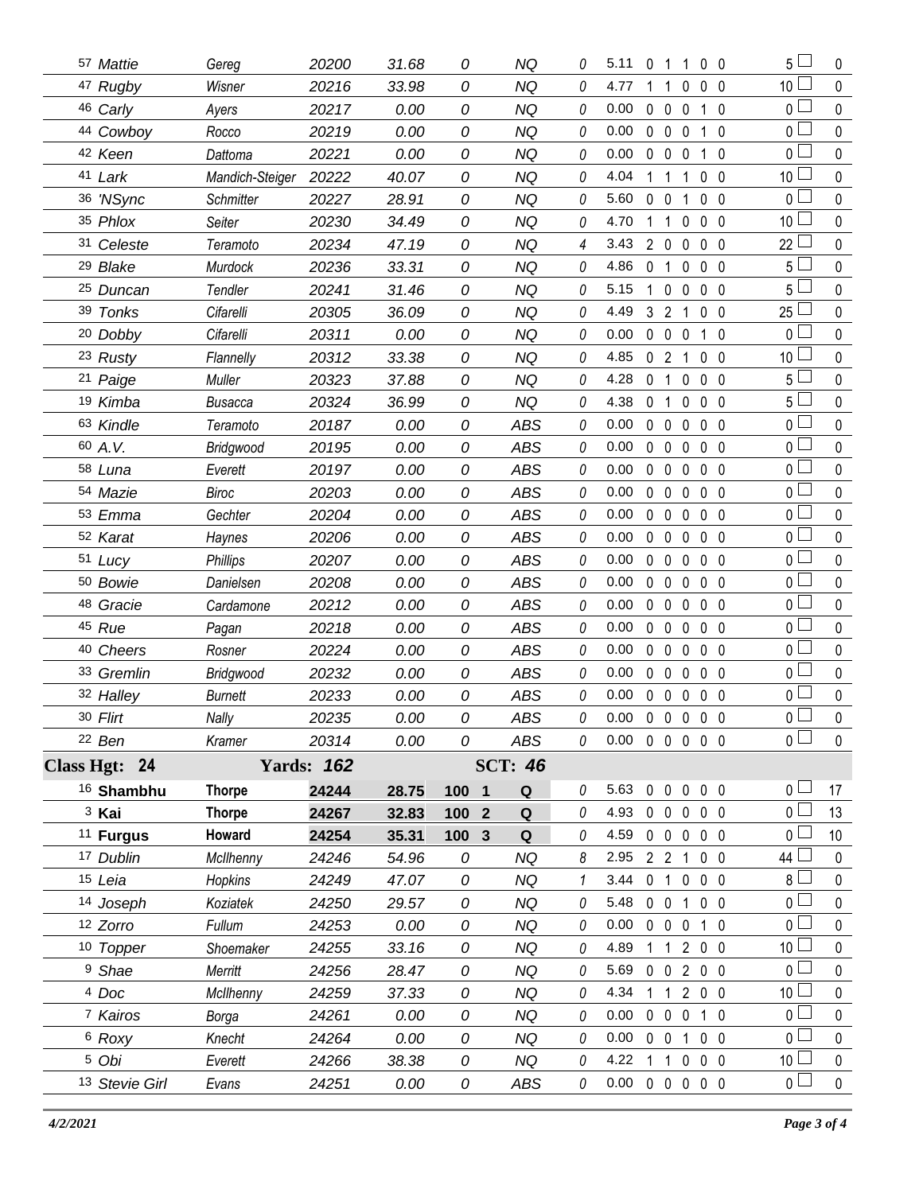| | | | | | | | | | | | | | | | | |
|---|---|---|---|---|---|---|---|---|---|---|---|---|---|---|---|---|
| 57 | *Mattie* | *Gereg* | *20200* | *31.68* | *0* | | *NQ* | *0* | 5.11 | 0 | 1 | 1 | 0 | 0 | 5 | 0 |
| 47 | *Rugby* | *Wisner* | *20216* | *33.98* | *0* | | *NQ* | *0* | 4.77 | 1 | 1 | 0 | 0 | 0 | 10 | 0 |
| 46 | *Carly* | *Ayers* | *20217* | *0.00* | *0* | | *NQ* | *0* | 0.00 | 0 | 0 | 0 | 1 | 0 | 0 | 0 |
| 44 | *Cowboy* | *Rocco* | *20219* | *0.00* | *0* | | *NQ* | *0* | 0.00 | 0 | 0 | 0 | 1 | 0 | 0 | 0 |
| 42 | *Keen* | *Dattoma* | *20221* | *0.00* | *0* | | *NQ* | *0* | 0.00 | 0 | 0 | 0 | 1 | 0 | 0 | 0 |
| 41 | *Lark* | *Mandich-Steiger* | *20222* | *40.07* | *0* | | *NQ* | *0* | 4.04 | 1 | 1 | 1 | 0 | 0 | 10 | 0 |
| 36 | *'NSync* | *Schmitter* | *20227* | *28.91* | *0* | | *NQ* | *0* | 5.60 | 0 | 0 | 1 | 0 | 0 | 0 | 0 |
| 35 | *Phlox* | *Seiter* | *20230* | *34.49* | *0* | | *NQ* | *0* | 4.70 | 1 | 1 | 0 | 0 | 0 | 10 | 0 |
| 31 | *Celeste* | *Teramoto* | *20234* | *47.19* | *0* | | *NQ* | *4* | 3.43 | 2 | 0 | 0 | 0 | 0 | 22 | 0 |
| 29 | *Blake* | *Murdock* | *20236* | *33.31* | *0* | | *NQ* | *0* | 4.86 | 0 | 1 | 0 | 0 | 0 | 5 | 0 |
| 25 | *Duncan* | *Tendler* | *20241* | *31.46* | *0* | | *NQ* | *0* | 5.15 | 1 | 0 | 0 | 0 | 0 | 5 | 0 |
| 39 | *Tonks* | *Cifarelli* | *20305* | *36.09* | *0* | | *NQ* | *0* | 4.49 | 3 | 2 | 1 | 0 | 0 | 25 | 0 |
| 20 | *Dobby* | *Cifarelli* | *20311* | *0.00* | *0* | | *NQ* | *0* | 0.00 | 0 | 0 | 0 | 1 | 0 | 0 | 0 |
| 23 | *Rusty* | *Flannelly* | *20312* | *33.38* | *0* | | *NQ* | *0* | 4.85 | 0 | 2 | 1 | 0 | 0 | 10 | 0 |
| 21 | *Paige* | *Muller* | *20323* | *37.88* | *0* | | *NQ* | *0* | 4.28 | 0 | 1 | 0 | 0 | 0 | 5 | 0 |
| 19 | *Kimba* | *Busacca* | *20324* | *36.99* | *0* | | *NQ* | *0* | 4.38 | 0 | 1 | 0 | 0 | 0 | 5 | 0 |
| 63 | *Kindle* | *Teramoto* | *20187* | *0.00* | *0* | | *ABS* | *0* | 0.00 | 0 | 0 | 0 | 0 | 0 | 0 | 0 |
| 60 | *A.V.* | *Bridgwood* | *20195* | *0.00* | *0* | | *ABS* | *0* | 0.00 | 0 | 0 | 0 | 0 | 0 | 0 | 0 |
| 58 | *Luna* | *Everett* | *20197* | *0.00* | *0* | | *ABS* | *0* | 0.00 | 0 | 0 | 0 | 0 | 0 | 0 | 0 |
| 54 | *Mazie* | *Biroc* | *20203* | *0.00* | *0* | | *ABS* | *0* | 0.00 | 0 | 0 | 0 | 0 | 0 | 0 | 0 |
| 53 | *Emma* | *Gechter* | *20204* | *0.00* | *0* | | *ABS* | *0* | 0.00 | 0 | 0 | 0 | 0 | 0 | 0 | 0 |
| 52 | *Karat* | *Haynes* | *20206* | *0.00* | *0* | | *ABS* | *0* | 0.00 | 0 | 0 | 0 | 0 | 0 | 0 | 0 |
| 51 | *Lucy* | *Phillips* | *20207* | *0.00* | *0* | | *ABS* | *0* | 0.00 | 0 | 0 | 0 | 0 | 0 | 0 | 0 |
| 50 | *Bowie* | *Danielsen* | *20208* | *0.00* | *0* | | *ABS* | *0* | 0.00 | 0 | 0 | 0 | 0 | 0 | 0 | 0 |
| 48 | *Gracie* | *Cardamone* | *20212* | *0.00* | *0* | | *ABS* | *0* | 0.00 | 0 | 0 | 0 | 0 | 0 | 0 | 0 |
| 45 | *Rue* | *Pagan* | *20218* | *0.00* | *0* | | *ABS* | *0* | 0.00 | 0 | 0 | 0 | 0 | 0 | 0 | 0 |
| 40 | *Cheers* | *Rosner* | *20224* | *0.00* | *0* | | *ABS* | *0* | 0.00 | 0 | 0 | 0 | 0 | 0 | 0 | 0 |
| 33 | *Gremlin* | *Bridgwood* | *20232* | *0.00* | *0* | | *ABS* | *0* | 0.00 | 0 | 0 | 0 | 0 | 0 | 0 | 0 |
| 32 | *Halley* | *Burnett* | *20233* | *0.00* | *0* | | *ABS* | *0* | 0.00 | 0 | 0 | 0 | 0 | 0 | 0 | 0 |
| 30 | *Flirt* | *Nally* | *20235* | *0.00* | *0* | | *ABS* | *0* | 0.00 | 0 | 0 | 0 | 0 | 0 | 0 | 0 |
| 22 | *Ben* | *Kramer* | *20314* | *0.00* | *0* | | *ABS* | *0* | 0.00 | 0 | 0 | 0 | 0 | 0 | 0 | 0 |
| **Class Hgt: 24** | | **Yards: 162** | | | | | **SCT: 46** | | | | | | | | | |
| 16 | **Shambhu** | **Thorpe** | **24244** | **28.75** | **100** | **1** | **Q** | *0* | 5.63 | 0 | 0 | 0 | 0 | 0 | 0 | 17 |
| 3 | **Kai** | **Thorpe** | **24267** | **32.83** | **100** | **2** | **Q** | *0* | 4.93 | 0 | 0 | 0 | 0 | 0 | 0 | 13 |
| 11 | **Furgus** | **Howard** | **24254** | **35.31** | **100** | **3** | **Q** | *0* | 4.59 | 0 | 0 | 0 | 0 | 0 | 0 | 10 |
| 17 | *Dublin* | *McIlhenny* | *24246* | *54.96* | *0* | | *NQ* | *8* | 2.95 | 2 | 2 | 1 | 0 | 0 | 44 | 0 |
| 15 | *Leia* | *Hopkins* | *24249* | *47.07* | *0* | | *NQ* | *1* | 3.44 | 0 | 1 | 0 | 0 | 0 | 8 | 0 |
| 14 | *Joseph* | *Koziatek* | *24250* | *29.57* | *0* | | *NQ* | *0* | 5.48 | 0 | 0 | 1 | 0 | 0 | 0 | 0 |
| 12 | *Zorro* | *Fullum* | *24253* | *0.00* | *0* | | *NQ* | *0* | 0.00 | 0 | 0 | 0 | 1 | 0 | 0 | 0 |
| 10 | *Topper* | *Shoemaker* | *24255* | *33.16* | *0* | | *NQ* | *0* | 4.89 | 1 | 1 | 2 | 0 | 0 | 10 | 0 |
| 9 | *Shae* | *Merritt* | *24256* | *28.47* | *0* | | *NQ* | *0* | 5.69 | 0 | 0 | 2 | 0 | 0 | 0 | 0 |
| 4 | *Doc* | *McIlhenny* | *24259* | *37.33* | *0* | | *NQ* | *0* | 4.34 | 1 | 1 | 2 | 0 | 0 | 10 | 0 |
| 7 | *Kairos* | *Borga* | *24261* | *0.00* | *0* | | *NQ* | *0* | 0.00 | 0 | 0 | 0 | 1 | 0 | 0 | 0 |
| 6 | *Roxy* | *Knecht* | *24264* | *0.00* | *0* | | *NQ* | *0* | 0.00 | 0 | 0 | 1 | 0 | 0 | 0 | 0 |
| 5 | *Obi* | *Everett* | *24266* | *38.38* | *0* | | *NQ* | *0* | 4.22 | 1 | 1 | 0 | 0 | 0 | 10 | 0 |
| 13 | *Stevie Girl* | *Evans* | *24251* | *0.00* | *0* | | *ABS* | *0* | 0.00 | 0 | 0 | 0 | 0 | 0 | 0 | 0 |

*4/2/2021*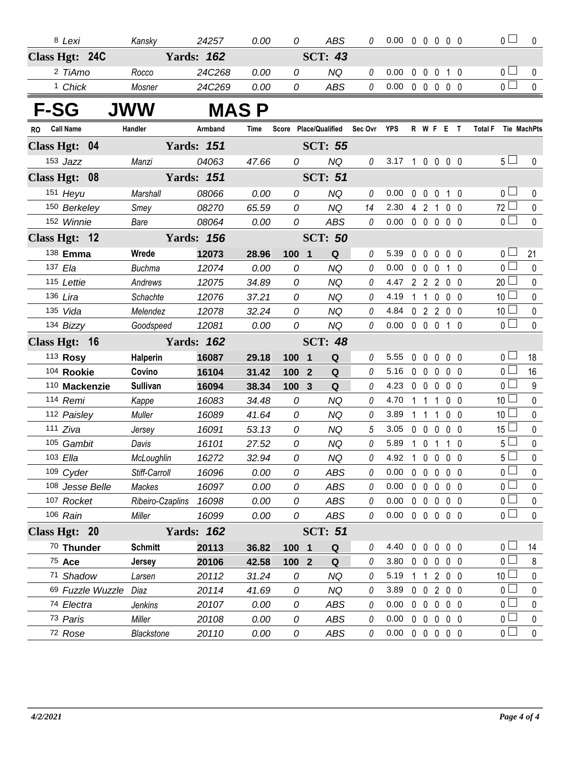| RO | Call Name | Handler | Armband | Time | Score | Place/Qualified | Sec Ovr | YPS | R | W | F | E | T | Total F | Tie | MachPts |
|---|---|---|---|---|---|---|---|---|---|---|---|---|---|---|---|---|
| 8 | Lexi | Kansky | 24257 | 0.00 | 0 | ABS | 0 | 0.00 | 0 | 0 | 0 | 0 | 0 | 0 | | 0 |
| **Class Hgt: 24C** | | **Yards: 162** | | | | **SCT: 43** | | | | | | | | | | |
| 2 | TiAmo | Rocco | 24C268 | 0.00 | 0 | NQ | 0 | 0.00 | 0 | 0 | 0 | 1 | 0 | 0 | | 0 |
| 1 | Chick | Mosner | 24C269 | 0.00 | 0 | ABS | 0 | 0.00 | 0 | 0 | 0 | 0 | 0 | 0 | | 0 |

# F-SG JWW MAS P

| RO | Call Name | Handler | Armband | Time | Score | Place/Qualified | Sec Ovr | YPS | R | W | F | E | T | Total F | Tie | MachPts |
|---|---|---|---|---|---|---|---|---|---|---|---|---|---|---|---|---|
| **Class Hgt: 04** | | **Yards: 151** | | | | **SCT: 55** | | | | | | | | | | |
| 153 | Jazz | Manzi | 04063 | 47.66 | 0 | NQ | 0 | 3.17 | 1 | 0 | 0 | 0 | 0 | 5 | | 0 |
| **Class Hgt: 08** | | **Yards: 151** | | | | **SCT: 51** | | | | | | | | | | |
| 151 | Heyu | Marshall | 08066 | 0.00 | 0 | NQ | 0 | 0.00 | 0 | 0 | 0 | 1 | 0 | 0 | | 0 |
| 150 | Berkeley | Smey | 08270 | 65.59 | 0 | NQ | 14 | 2.30 | 4 | 2 | 1 | 0 | 0 | 72 | | 0 |
| 152 | Winnie | Bare | 08064 | 0.00 | 0 | ABS | 0 | 0.00 | 0 | 0 | 0 | 0 | 0 | 0 | | 0 |
| **Class Hgt: 12** | | **Yards: 156** | | | | **SCT: 50** | | | | | | | | | | |
| 138 | **Emma** | **Wrede** | **12073** | **28.96** | **100** | **1 Q** | 0 | 5.39 | 0 | 0 | 0 | 0 | 0 | 0 | | 21 |
| 137 | Ela | Buchma | 12074 | 0.00 | 0 | NQ | 0 | 0.00 | 0 | 0 | 0 | 1 | 0 | 0 | | 0 |
| 115 | Lettie | Andrews | 12075 | 34.89 | 0 | NQ | 0 | 4.47 | 2 | 2 | 2 | 0 | 0 | 20 | | 0 |
| 136 | Lira | Schachte | 12076 | 37.21 | 0 | NQ | 0 | 4.19 | 1 | 1 | 0 | 0 | 0 | 10 | | 0 |
| 135 | Vida | Melendez | 12078 | 32.24 | 0 | NQ | 0 | 4.84 | 0 | 2 | 2 | 0 | 0 | 10 | | 0 |
| 134 | Bizzy | Goodspeed | 12081 | 0.00 | 0 | NQ | 0 | 0.00 | 0 | 0 | 0 | 1 | 0 | 0 | | 0 |
| **Class Hgt: 16** | | **Yards: 162** | | | | **SCT: 48** | | | | | | | | | | |
| 113 | **Rosy** | **Halperin** | **16087** | **29.18** | **100** | **1 Q** | 0 | 5.55 | 0 | 0 | 0 | 0 | 0 | 0 | | 18 |
| 104 | **Rookie** | **Covino** | **16104** | **31.42** | **100** | **2 Q** | 0 | 5.16 | 0 | 0 | 0 | 0 | 0 | 0 | | 16 |
| 110 | **Mackenzie** | **Sullivan** | **16094** | **38.34** | **100** | **3 Q** | 0 | 4.23 | 0 | 0 | 0 | 0 | 0 | 0 | | 9 |
| 114 | Remi | Kappe | 16083 | 34.48 | 0 | NQ | 0 | 4.70 | 1 | 1 | 1 | 0 | 0 | 10 | | 0 |
| 112 | Paisley | Muller | 16089 | 41.64 | 0 | NQ | 0 | 3.89 | 1 | 1 | 1 | 0 | 0 | 10 | | 0 |
| 111 | Ziva | Jersey | 16091 | 53.13 | 0 | NQ | 5 | 3.05 | 0 | 0 | 0 | 0 | 0 | 15 | | 0 |
| 105 | Gambit | Davis | 16101 | 27.52 | 0 | NQ | 0 | 5.89 | 1 | 0 | 1 | 1 | 0 | 5 | | 0 |
| 103 | Ella | McLoughlin | 16272 | 32.94 | 0 | NQ | 0 | 4.92 | 1 | 0 | 0 | 0 | 0 | 5 | | 0 |
| 109 | Cyder | Stiff-Carroll | 16096 | 0.00 | 0 | ABS | 0 | 0.00 | 0 | 0 | 0 | 0 | 0 | 0 | | 0 |
| 108 | Jesse Belle | Mackes | 16097 | 0.00 | 0 | ABS | 0 | 0.00 | 0 | 0 | 0 | 0 | 0 | 0 | | 0 |
| 107 | Rocket | Ribeiro-Czaplins | 16098 | 0.00 | 0 | ABS | 0 | 0.00 | 0 | 0 | 0 | 0 | 0 | 0 | | 0 |
| 106 | Rain | Miller | 16099 | 0.00 | 0 | ABS | 0 | 0.00 | 0 | 0 | 0 | 0 | 0 | 0 | | 0 |
| **Class Hgt: 20** | | **Yards: 162** | | | | **SCT: 51** | | | | | | | | | | |
| 70 | **Thunder** | **Schmitt** | **20113** | **36.82** | **100** | **1 Q** | 0 | 4.40 | 0 | 0 | 0 | 0 | 0 | 0 | | 14 |
| 75 | **Ace** | **Jersey** | **20106** | **42.58** | **100** | **2 Q** | 0 | 3.80 | 0 | 0 | 0 | 0 | 0 | 0 | | 8 |
| 71 | Shadow | Larsen | 20112 | 31.24 | 0 | NQ | 0 | 5.19 | 1 | 1 | 2 | 0 | 0 | 10 | | 0 |
| 69 | Fuzzle Wuzzle | Diaz | 20114 | 41.69 | 0 | NQ | 0 | 3.89 | 0 | 0 | 2 | 0 | 0 | 0 | | 0 |
| 74 | Electra | Jenkins | 20107 | 0.00 | 0 | ABS | 0 | 0.00 | 0 | 0 | 0 | 0 | 0 | 0 | | 0 |
| 73 | Paris | Miller | 20108 | 0.00 | 0 | ABS | 0 | 0.00 | 0 | 0 | 0 | 0 | 0 | 0 | | 0 |
| 72 | Rose | Blackstone | 20110 | 0.00 | 0 | ABS | 0 | 0.00 | 0 | 0 | 0 | 0 | 0 | 0 | | 0 |

*4/2/2021*